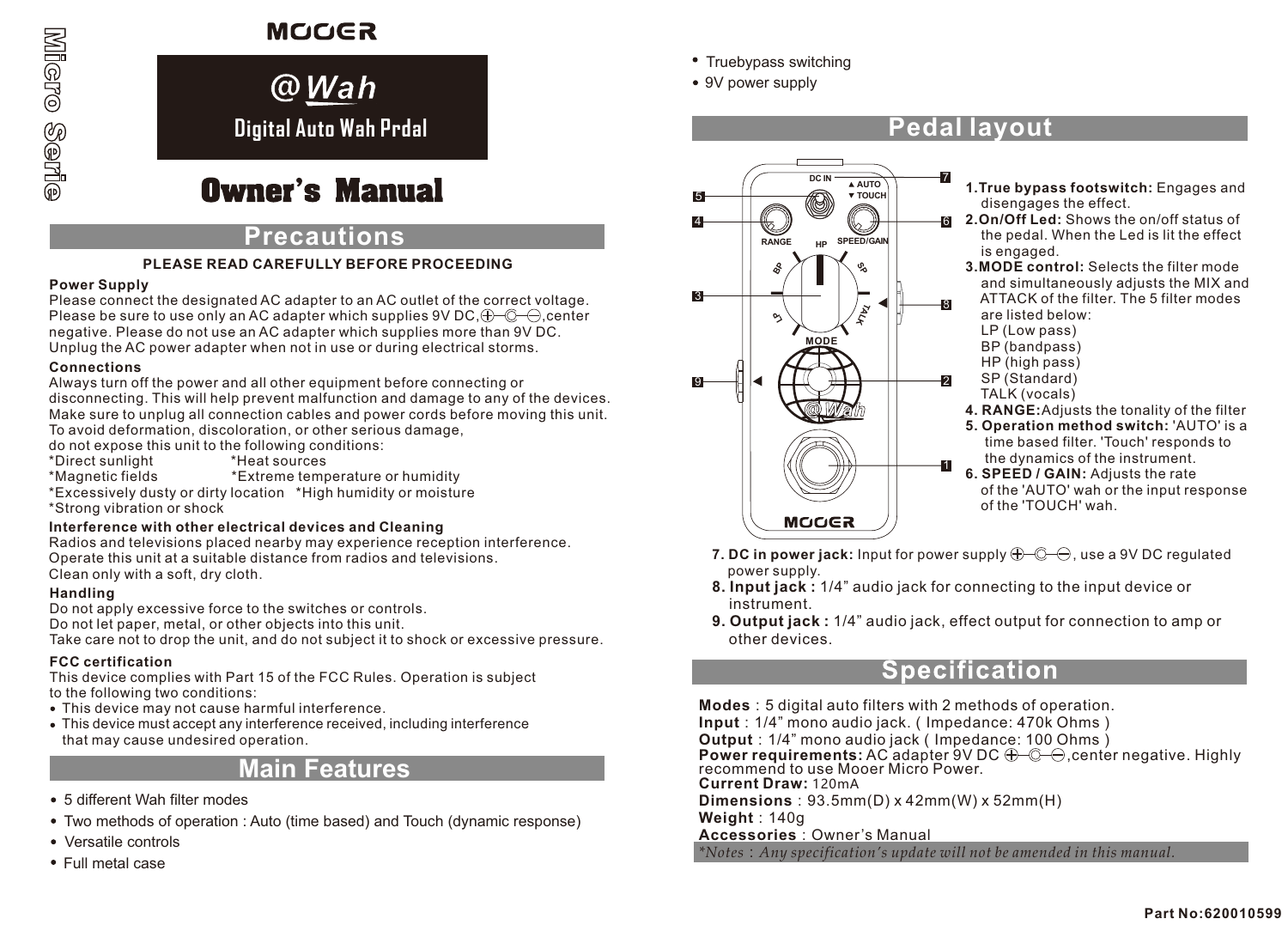Micro Serie

MOOER

# @Wah

Digital Auto Wah Prdal

# Owner's Manual

## Precautions

**PLEASE READ CAREFULLY BEFORE PROCEEDING**

### Power Supply

Please connect the designated AC adapter to an AC outlet of the correct voltage.
Please be sure to use only an AC adapter which supplies 9V DC, ⊕-◎-⊖, center negative. Please do not use an AC adapter which supplies more than 9V DC.
Unplug the AC power adapter when not in use or during electrical storms.

### Connections

Always turn off the power and all other equipment before connecting or disconnecting. This will help prevent malfunction and damage to any of the devices.
Make sure to unplug all connection cables and power cords before moving this unit.
To avoid deformation, discoloration, or other serious damage, do not expose this unit to the following conditions:

*Direct sunlight *Heat sources
*Magnetic fields *Extreme temperature or humidity
*Excessively dusty or dirty location *High humidity or moisture
*Strong vibration or shock

### Interference with other electrical devices and Cleaning

Radios and televisions placed nearby may experience reception interference.
Operate this unit at a suitable distance from radios and televisions.
Clean only with a soft, dry cloth.

### Handling

Do not apply excessive force to the switches or controls.
Do not let paper, metal, or other objects into this unit.
Take care not to drop the unit, and do not subject it to shock or excessive pressure.

### FCC certification

This device complies with Part 15 of the FCC Rules. Operation is subject to the following two conditions:

- This device may not cause harmful interference.
- This device must accept any interference received, including interference that may cause undesired operation.

## Main Features

- 5 different Wah filter modes
- Two methods of operation : Auto (time based) and Touch (dynamic response)
- Versatile controls
- Full metal case
- Truebypass switching
- 9V power supply

## Pedal layout

DC IN, ▲AUTO ▼TOUCH, RANGE, SPEED/GAIN, HP, BP, SP, LP, TALK, MODE, @Wah, MOOER

**1.True bypass footswitch:** Engages and disengages the effect.

**2.On/Off Led:** Shows the on/off status of the pedal. When the Led is lit the effect is engaged.

**3.MODE control:** Selects the filter mode and simultaneously adjusts the MIX and ATTACK of the filter. The 5 filter modes are listed below:
LP (Low pass)
BP (bandpass)
HP (high pass)
SP (Standard)
TALK (vocals)

**4. RANGE:** Adjusts the tonality of the filter

**5. Operation method switch:** 'AUTO' is a time based filter. 'Touch' responds to the dynamics of the instrument.

**6. SPEED / GAIN:** Adjusts the rate of the 'AUTO' wah or the input response of the 'TOUCH' wah.

**7. DC in power jack:** Input for power supply ⊕-◎-⊖, use a 9V DC regulated power supply.

**8. Input jack :** 1/4" audio jack for connecting to the input device or instrument.

**9. Output jack :** 1/4" audio jack, effect output for connection to amp or other devices.

## Specification

**Modes**：5 digital auto filters with 2 methods of operation.
**Input**：1/4" mono audio jack. ( Impedance: 470k Ohms )
**Output**：1/4" mono audio jack ( Impedance: 100 Ohms )
**Power requirements:** AC adapter 9V DC ⊕-◎-⊖, center negative. Highly recommend to use Mooer Micro Power.
**Current Draw:** 120mA
**Dimensions**：93.5mm(D) x 42mm(W) x 52mm(H)
**Weight**：140g
**Accessories**：Owner's Manual

*\*Notes：Any specification's update will not be amended in this manual.*

**Part No:620010599**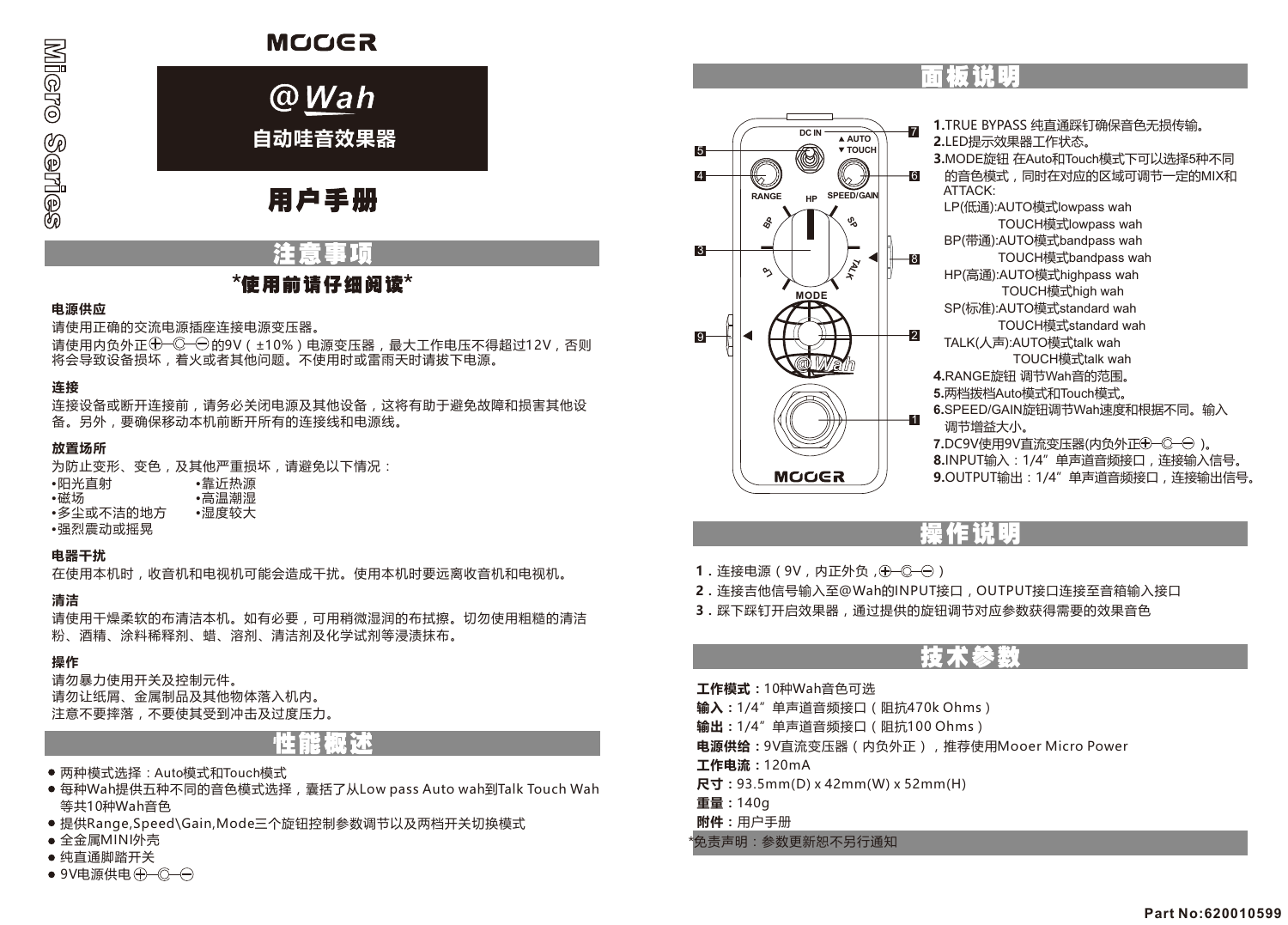Micro Series

MOOER

# @Wah

## 自动哇音效果器

## 用户手册

## 注意事项

### *使用前请仔细阅读*

**电源供应**

请使用正确的交流电源插座连接电源变压器。
请使用内负外正⊕—©—⊖的9V（±10%）电源变压器，最大工作电压不得超过12V，否则将会导致设备损坏，着火或者其他问题。不使用时或雷雨天时请拔下电源。

**连接**

连接设备或断开连接前，请务必关闭电源及其他设备，这将有助于避免故障和损害其他设备。另外，要确保移动本机前断开所有的连接线和电源线。

**放置场所**

为防止变形、变色，及其他严重损坏，请避免以下情况：

- 阳光直射
- 靠近热源
- 磁场
- 高温潮湿
- 多尘或不洁的地方
- 湿度较大
- 强烈震动或摇晃

**电器干扰**

在使用本机时，收音机和电视机可能会造成干扰。使用本机时要远离收音机和电视机。

**清洁**

请使用干燥柔软的布清洁本机。如有必要，可用稍微湿润的布拭擦。切勿使用粗糙的清洁粉、酒精、涂料稀释剂、蜡、溶剂、清洁剂及化学试剂等浸渍抹布。

**操作**

请勿暴力使用开关及控制元件。
请勿让纸屑、金属制品及其他物体落入机内。
注意不要摔落，不要使其受到冲击及过度压力。

## 性能概述

- 两种模式选择：Auto模式和Touch模式
- 每种Wah提供五种不同的音色模式选择，囊括了从Low pass Auto wah到Talk Touch Wah等共10种Wah音色
- 提供Range,Speed\Gain,Mode三个旋钮控制参数调节以及两档开关切换模式
- 全金属MINI外壳
- 纯直通脚踏开关
- 9V电源供电⊕—©—⊖

## 面板说明

DC IN
▲ AUTO
▼ TOUCH
RANGE
HP
SPEED/GAIN
BP
SP
LP
TALK
MODE
@Wah
MOOER
1 2 3 4 5 6 7 8 9

1. TRUE BYPASS 纯直通踩钉确保音色无损传输。
2. LED提示效果器工作状态。
3. MODE旋钮 在Auto和Touch模式下可以选择5种不同的音色模式，同时在对应的区域可调节一定的MIX和ATTACK:
   LP(低通):AUTO模式lowpass wah
   TOUCH模式lowpass wah
   BP(带通):AUTO模式bandpass wah
   TOUCH模式bandpass wah
   HP(高通):AUTO模式highpass wah
   TOUCH模式high wah
   SP(标准):AUTO模式standard wah
   TOUCH模式standard wah
   TALK(人声):AUTO模式talk wah
   TOUCH模式talk wah
4. RANGE旋钮 调节Wah音的范围。
5. 两档拨档Auto模式和Touch模式。
6. SPEED/GAIN旋钮调节Wah速度和根据不同。输入调节增益大小。
7. DC9V使用9V直流变压器(内负外正⊕—©—⊖ )。
8. INPUT输入：1/4”单声道音频接口，连接输入信号。
9. OUTPUT输出：1/4”单声道音频接口，连接输出信号。

## 操作说明

1. 连接电源（9V，内正外负，⊕—©—⊖）
2. 连接吉他信号输入至@Wah的INPUT接口，OUTPUT接口连接至音箱输入接口
3. 踩下踩钉开启效果器，通过提供的旋钮调节对应参数获得需要的效果音色

## 技术参数

**工作模式：**10种Wah音色可选
**输入：**1/4”单声道音频接口（阻抗470k Ohms）
**输出：**1/4”单声道音频接口（阻抗100 Ohms）
**电源供给：**9V直流变压器（内负外正），推荐使用Mooer Micro Power
**工作电流：**120mA
**尺寸：**93.5mm(D) x 42mm(W) x 52mm(H)
**重量：**140g
**附件：**用户手册

*免责声明：参数更新恕不另行通知

Part No:620010599